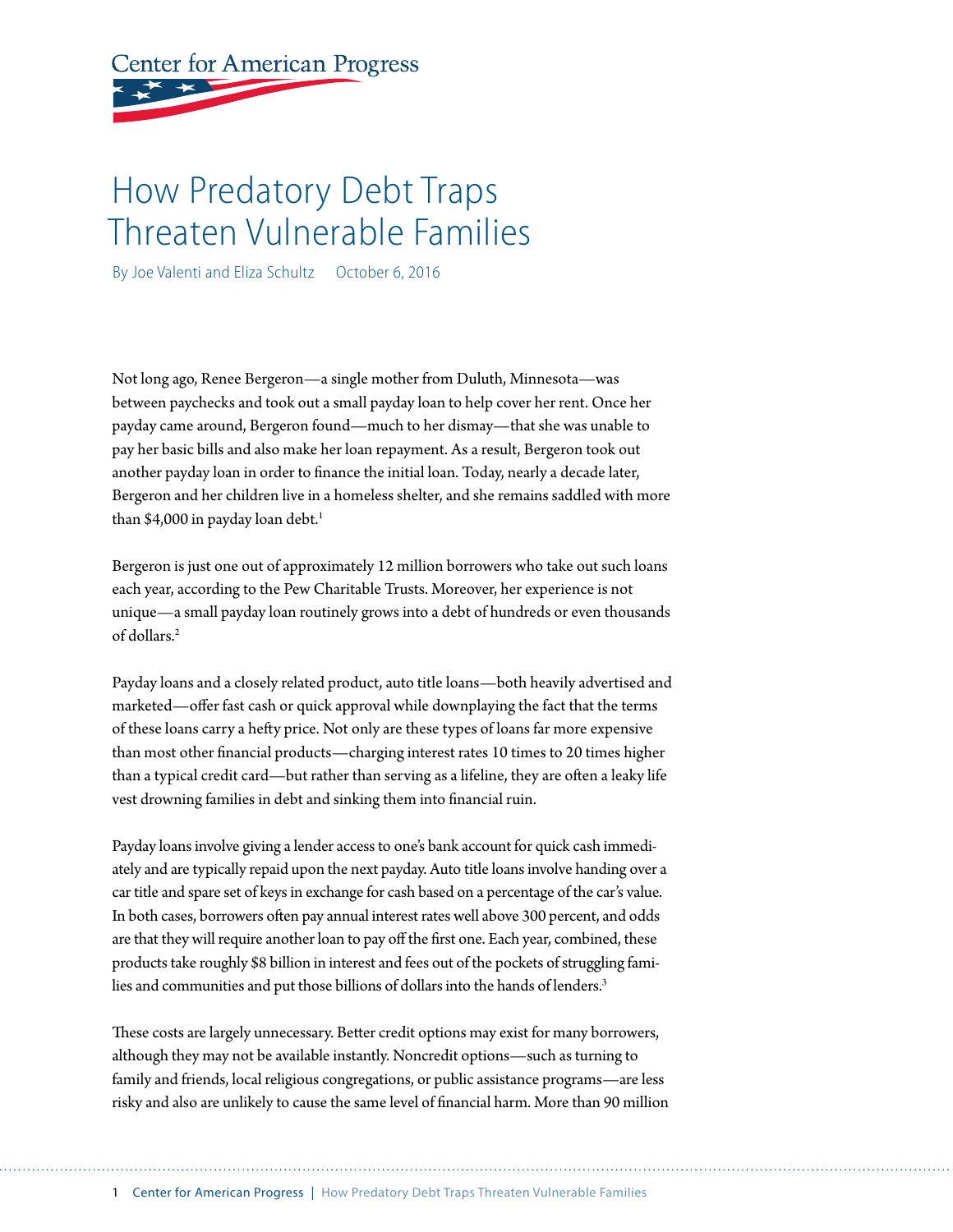Center for American Progress

# How Predatory Debt Traps Threaten Vulnerable Families

By Joe Valenti and Eliza Schultz    October 6, 2016

Not long ago, Renee Bergeron—a single mother from Duluth, Minnesota—was between paychecks and took out a small payday loan to help cover her rent. Once her payday came around, Bergeron found—much to her dismay—that she was unable to pay her basic bills and also make her loan repayment. As a result, Bergeron took out another payday loan in order to finance the initial loan. Today, nearly a decade later, Bergeron and her children live in a homeless shelter, and she remains saddled with more than $4,000 in payday loan debt.[1]

Bergeron is just one out of approximately 12 million borrowers who take out such loans each year, according to the Pew Charitable Trusts. Moreover, her experience is not unique—a small payday loan routinely grows into a debt of hundreds or even thousands of dollars.[2]

Payday loans and a closely related product, auto title loans—both heavily advertised and marketed—offer fast cash or quick approval while downplaying the fact that the terms of these loans carry a hefty price. Not only are these types of loans far more expensive than most other financial products—charging interest rates 10 times to 20 times higher than a typical credit card—but rather than serving as a lifeline, they are often a leaky life vest drowning families in debt and sinking them into financial ruin.

Payday loans involve giving a lender access to one's bank account for quick cash immediately and are typically repaid upon the next payday. Auto title loans involve handing over a car title and spare set of keys in exchange for cash based on a percentage of the car's value. In both cases, borrowers often pay annual interest rates well above 300 percent, and odds are that they will require another loan to pay off the first one. Each year, combined, these products take roughly $8 billion in interest and fees out of the pockets of struggling families and communities and put those billions of dollars into the hands of lenders.[3]

These costs are largely unnecessary. Better credit options may exist for many borrowers, although they may not be available instantly. Noncredit options—such as turning to family and friends, local religious congregations, or public assistance programs—are less risky and also are unlikely to cause the same level of financial harm. More than 90 million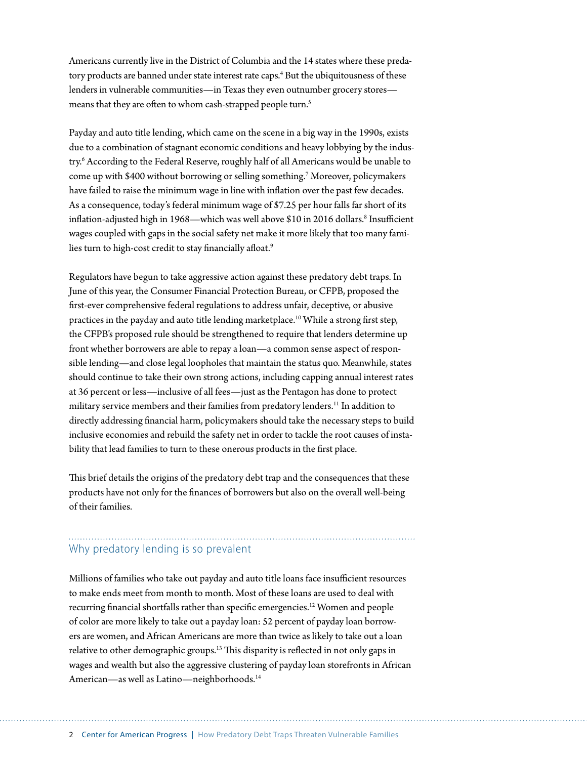Americans currently live in the District of Columbia and the 14 states where these predatory products are banned under state interest rate caps.[4] But the ubiquitousness of these lenders in vulnerable communities—in Texas they even outnumber grocery stores—means that they are often to whom cash-strapped people turn.[5]

Payday and auto title lending, which came on the scene in a big way in the 1990s, exists due to a combination of stagnant economic conditions and heavy lobbying by the industry.[6] According to the Federal Reserve, roughly half of all Americans would be unable to come up with $400 without borrowing or selling something.[7] Moreover, policymakers have failed to raise the minimum wage in line with inflation over the past few decades. As a consequence, today's federal minimum wage of $7.25 per hour falls far short of its inflation-adjusted high in 1968—which was well above $10 in 2016 dollars.[8] Insufficient wages coupled with gaps in the social safety net make it more likely that too many families turn to high-cost credit to stay financially afloat.[9]

Regulators have begun to take aggressive action against these predatory debt traps. In June of this year, the Consumer Financial Protection Bureau, or CFPB, proposed the first-ever comprehensive federal regulations to address unfair, deceptive, or abusive practices in the payday and auto title lending marketplace.[10] While a strong first step, the CFPB's proposed rule should be strengthened to require that lenders determine up front whether borrowers are able to repay a loan—a common sense aspect of responsible lending—and close legal loopholes that maintain the status quo. Meanwhile, states should continue to take their own strong actions, including capping annual interest rates at 36 percent or less—inclusive of all fees—just as the Pentagon has done to protect military service members and their families from predatory lenders.[11] In addition to directly addressing financial harm, policymakers should take the necessary steps to build inclusive economies and rebuild the safety net in order to tackle the root causes of instability that lead families to turn to these onerous products in the first place.

This brief details the origins of the predatory debt trap and the consequences that these products have not only for the finances of borrowers but also on the overall well-being of their families.

## Why predatory lending is so prevalent

Millions of families who take out payday and auto title loans face insufficient resources to make ends meet from month to month. Most of these loans are used to deal with recurring financial shortfalls rather than specific emergencies.[12] Women and people of color are more likely to take out a payday loan: 52 percent of payday loan borrowers are women, and African Americans are more than twice as likely to take out a loan relative to other demographic groups.[13] This disparity is reflected in not only gaps in wages and wealth but also the aggressive clustering of payday loan storefronts in African American—as well as Latino—neighborhoods.[14]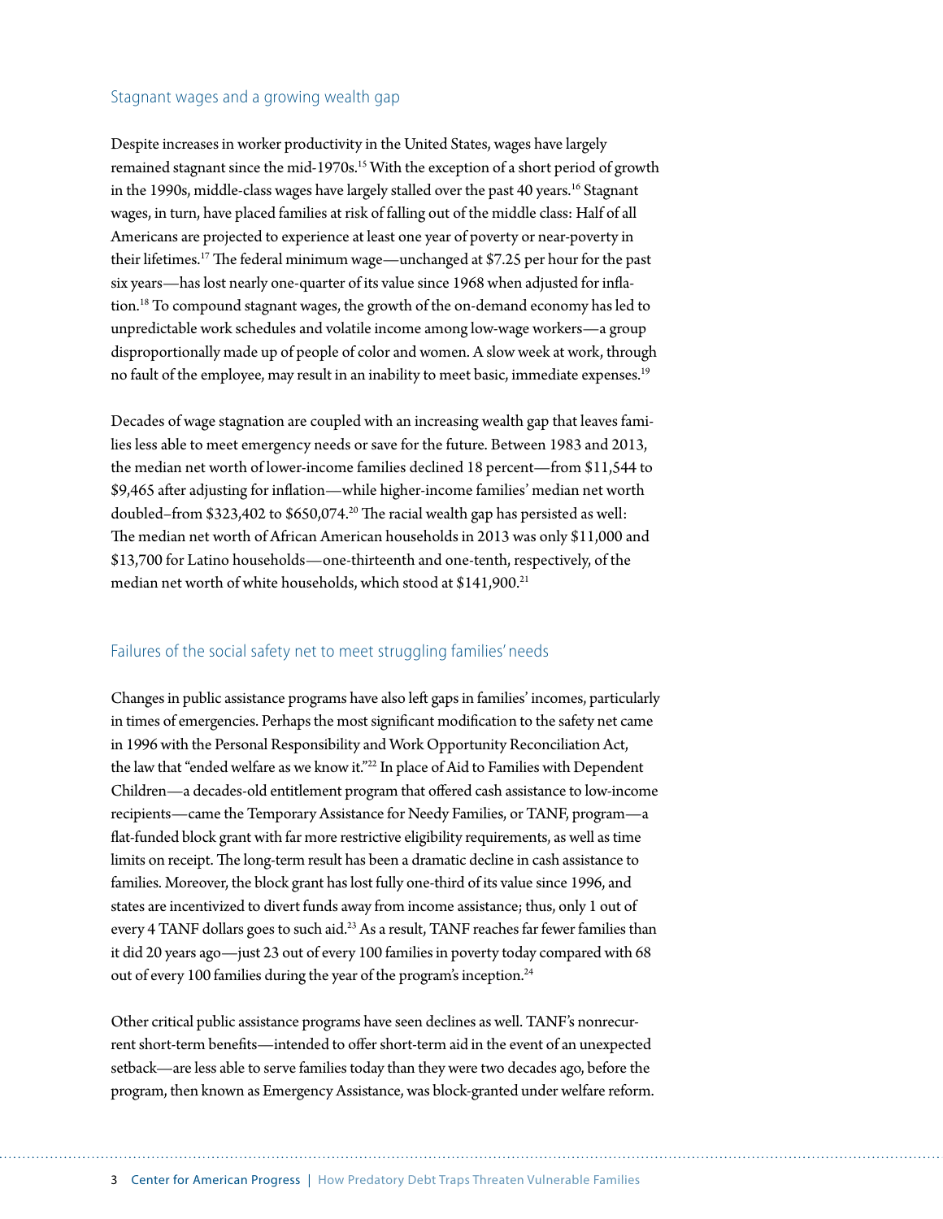## Stagnant wages and a growing wealth gap

Despite increases in worker productivity in the United States, wages have largely remained stagnant since the mid-1970s.[15] With the exception of a short period of growth in the 1990s, middle-class wages have largely stalled over the past 40 years.[16] Stagnant wages, in turn, have placed families at risk of falling out of the middle class: Half of all Americans are projected to experience at least one year of poverty or near-poverty in their lifetimes.[17] The federal minimum wage—unchanged at $7.25 per hour for the past six years—has lost nearly one-quarter of its value since 1968 when adjusted for inflation.[18] To compound stagnant wages, the growth of the on-demand economy has led to unpredictable work schedules and volatile income among low-wage workers—a group disproportionally made up of people of color and women. A slow week at work, through no fault of the employee, may result in an inability to meet basic, immediate expenses.[19]

Decades of wage stagnation are coupled with an increasing wealth gap that leaves families less able to meet emergency needs or save for the future. Between 1983 and 2013, the median net worth of lower-income families declined 18 percent—from $11,544 to $9,465 after adjusting for inflation—while higher-income families' median net worth doubled–from $323,402 to $650,074.[20] The racial wealth gap has persisted as well: The median net worth of African American households in 2013 was only $11,000 and $13,700 for Latino households—one-thirteenth and one-tenth, respectively, of the median net worth of white households, which stood at $141,900.[21]

## Failures of the social safety net to meet struggling families' needs

Changes in public assistance programs have also left gaps in families' incomes, particularly in times of emergencies. Perhaps the most significant modification to the safety net came in 1996 with the Personal Responsibility and Work Opportunity Reconciliation Act, the law that "ended welfare as we know it."[22] In place of Aid to Families with Dependent Children—a decades-old entitlement program that offered cash assistance to low-income recipients—came the Temporary Assistance for Needy Families, or TANF, program—a flat-funded block grant with far more restrictive eligibility requirements, as well as time limits on receipt. The long-term result has been a dramatic decline in cash assistance to families. Moreover, the block grant has lost fully one-third of its value since 1996, and states are incentivized to divert funds away from income assistance; thus, only 1 out of every 4 TANF dollars goes to such aid.[23] As a result, TANF reaches far fewer families than it did 20 years ago—just 23 out of every 100 families in poverty today compared with 68 out of every 100 families during the year of the program's inception.[24]

Other critical public assistance programs have seen declines as well. TANF's nonrecurrent short-term benefits—intended to offer short-term aid in the event of an unexpected setback—are less able to serve families today than they were two decades ago, before the program, then known as Emergency Assistance, was block-granted under welfare reform.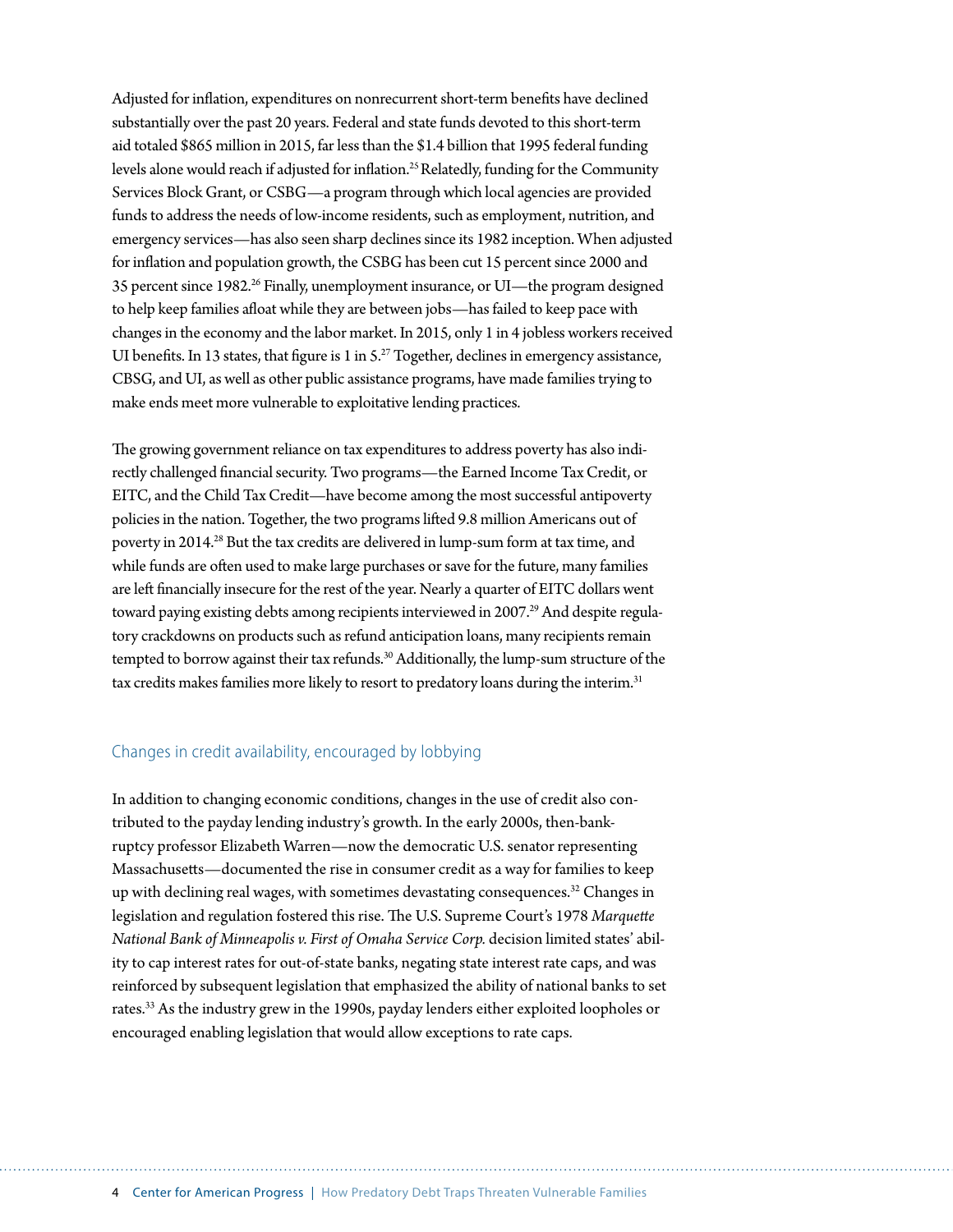Adjusted for inflation, expenditures on nonrecurrent short-term benefits have declined substantially over the past 20 years. Federal and state funds devoted to this short-term aid totaled $865 million in 2015, far less than the $1.4 billion that 1995 federal funding levels alone would reach if adjusted for inflation.[25] Relatedly, funding for the Community Services Block Grant, or CSBG—a program through which local agencies are provided funds to address the needs of low-income residents, such as employment, nutrition, and emergency services—has also seen sharp declines since its 1982 inception. When adjusted for inflation and population growth, the CSBG has been cut 15 percent since 2000 and 35 percent since 1982.[26] Finally, unemployment insurance, or UI—the program designed to help keep families afloat while they are between jobs—has failed to keep pace with changes in the economy and the labor market. In 2015, only 1 in 4 jobless workers received UI benefits. In 13 states, that figure is 1 in 5.[27] Together, declines in emergency assistance, CBSG, and UI, as well as other public assistance programs, have made families trying to make ends meet more vulnerable to exploitative lending practices.

The growing government reliance on tax expenditures to address poverty has also indirectly challenged financial security. Two programs—the Earned Income Tax Credit, or EITC, and the Child Tax Credit—have become among the most successful antipoverty policies in the nation. Together, the two programs lifted 9.8 million Americans out of poverty in 2014.[28] But the tax credits are delivered in lump-sum form at tax time, and while funds are often used to make large purchases or save for the future, many families are left financially insecure for the rest of the year. Nearly a quarter of EITC dollars went toward paying existing debts among recipients interviewed in 2007.[29] And despite regulatory crackdowns on products such as refund anticipation loans, many recipients remain tempted to borrow against their tax refunds.[30] Additionally, the lump-sum structure of the tax credits makes families more likely to resort to predatory loans during the interim.[31]

## Changes in credit availability, encouraged by lobbying

In addition to changing economic conditions, changes in the use of credit also contributed to the payday lending industry's growth. In the early 2000s, then-bankruptcy professor Elizabeth Warren—now the democratic U.S. senator representing Massachusetts—documented the rise in consumer credit as a way for families to keep up with declining real wages, with sometimes devastating consequences.[32] Changes in legislation and regulation fostered this rise. The U.S. Supreme Court's 1978 *Marquette National Bank of Minneapolis v. First of Omaha Service Corp.* decision limited states' ability to cap interest rates for out-of-state banks, negating state interest rate caps, and was reinforced by subsequent legislation that emphasized the ability of national banks to set rates.[33] As the industry grew in the 1990s, payday lenders either exploited loopholes or encouraged enabling legislation that would allow exceptions to rate caps.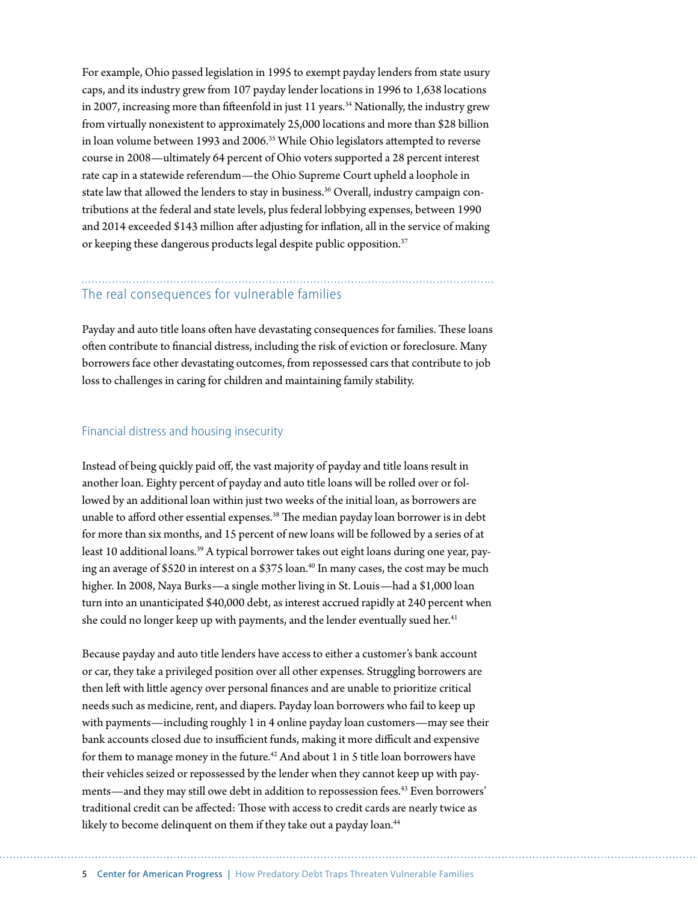For example, Ohio passed legislation in 1995 to exempt payday lenders from state usury caps, and its industry grew from 107 payday lender locations in 1996 to 1,638 locations in 2007, increasing more than fifteenfold in just 11 years.[34] Nationally, the industry grew from virtually nonexistent to approximately 25,000 locations and more than $28 billion in loan volume between 1993 and 2006.[35] While Ohio legislators attempted to reverse course in 2008—ultimately 64 percent of Ohio voters supported a 28 percent interest rate cap in a statewide referendum—the Ohio Supreme Court upheld a loophole in state law that allowed the lenders to stay in business.[36] Overall, industry campaign contributions at the federal and state levels, plus federal lobbying expenses, between 1990 and 2014 exceeded $143 million after adjusting for inflation, all in the service of making or keeping these dangerous products legal despite public opposition.[37]

## The real consequences for vulnerable families

Payday and auto title loans often have devastating consequences for families. These loans often contribute to financial distress, including the risk of eviction or foreclosure. Many borrowers face other devastating outcomes, from repossessed cars that contribute to job loss to challenges in caring for children and maintaining family stability.

### Financial distress and housing insecurity

Instead of being quickly paid off, the vast majority of payday and title loans result in another loan. Eighty percent of payday and auto title loans will be rolled over or followed by an additional loan within just two weeks of the initial loan, as borrowers are unable to afford other essential expenses.[38] The median payday loan borrower is in debt for more than six months, and 15 percent of new loans will be followed by a series of at least 10 additional loans.[39] A typical borrower takes out eight loans during one year, paying an average of $520 in interest on a $375 loan.[40] In many cases, the cost may be much higher. In 2008, Naya Burks—a single mother living in St. Louis—had a $1,000 loan turn into an unanticipated $40,000 debt, as interest accrued rapidly at 240 percent when she could no longer keep up with payments, and the lender eventually sued her.[41]

Because payday and auto title lenders have access to either a customer's bank account or car, they take a privileged position over all other expenses. Struggling borrowers are then left with little agency over personal finances and are unable to prioritize critical needs such as medicine, rent, and diapers. Payday loan borrowers who fail to keep up with payments—including roughly 1 in 4 online payday loan customers—may see their bank accounts closed due to insufficient funds, making it more difficult and expensive for them to manage money in the future.[42] And about 1 in 5 title loan borrowers have their vehicles seized or repossessed by the lender when they cannot keep up with payments—and they may still owe debt in addition to repossession fees.[43] Even borrowers' traditional credit can be affected: Those with access to credit cards are nearly twice as likely to become delinquent on them if they take out a payday loan.[44]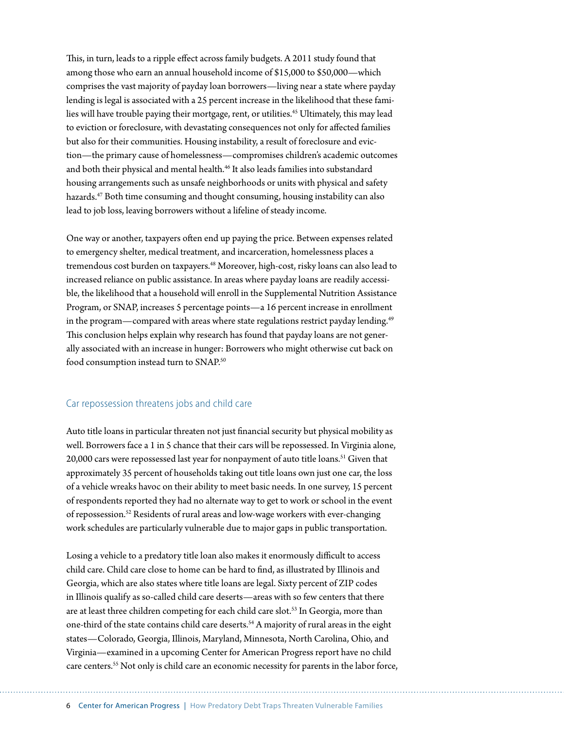This, in turn, leads to a ripple effect across family budgets. A 2011 study found that among those who earn an annual household income of $15,000 to $50,000—which comprises the vast majority of payday loan borrowers—living near a state where payday lending is legal is associated with a 25 percent increase in the likelihood that these families will have trouble paying their mortgage, rent, or utilities.[45] Ultimately, this may lead to eviction or foreclosure, with devastating consequences not only for affected families but also for their communities. Housing instability, a result of foreclosure and eviction—the primary cause of homelessness—compromises children's academic outcomes and both their physical and mental health.[46] It also leads families into substandard housing arrangements such as unsafe neighborhoods or units with physical and safety hazards.[47] Both time consuming and thought consuming, housing instability can also lead to job loss, leaving borrowers without a lifeline of steady income.

One way or another, taxpayers often end up paying the price. Between expenses related to emergency shelter, medical treatment, and incarceration, homelessness places a tremendous cost burden on taxpayers.[48] Moreover, high-cost, risky loans can also lead to increased reliance on public assistance. In areas where payday loans are readily accessible, the likelihood that a household will enroll in the Supplemental Nutrition Assistance Program, or SNAP, increases 5 percentage points—a 16 percent increase in enrollment in the program—compared with areas where state regulations restrict payday lending.[49] This conclusion helps explain why research has found that payday loans are not generally associated with an increase in hunger: Borrowers who might otherwise cut back on food consumption instead turn to SNAP.[50]

## Car repossession threatens jobs and child care

Auto title loans in particular threaten not just financial security but physical mobility as well. Borrowers face a 1 in 5 chance that their cars will be repossessed. In Virginia alone, 20,000 cars were repossessed last year for nonpayment of auto title loans.[51] Given that approximately 35 percent of households taking out title loans own just one car, the loss of a vehicle wreaks havoc on their ability to meet basic needs. In one survey, 15 percent of respondents reported they had no alternate way to get to work or school in the event of repossession.[52] Residents of rural areas and low-wage workers with ever-changing work schedules are particularly vulnerable due to major gaps in public transportation.

Losing a vehicle to a predatory title loan also makes it enormously difficult to access child care. Child care close to home can be hard to find, as illustrated by Illinois and Georgia, which are also states where title loans are legal. Sixty percent of ZIP codes in Illinois qualify as so-called child care deserts—areas with so few centers that there are at least three children competing for each child care slot.[53] In Georgia, more than one-third of the state contains child care deserts.[54] A majority of rural areas in the eight states—Colorado, Georgia, Illinois, Maryland, Minnesota, North Carolina, Ohio, and Virginia—examined in a upcoming Center for American Progress report have no child care centers.[55] Not only is child care an economic necessity for parents in the labor force,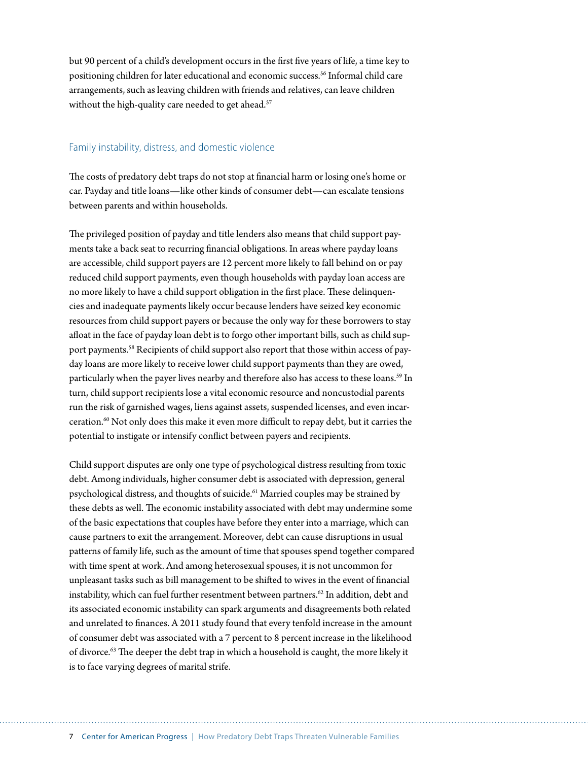but 90 percent of a child's development occurs in the first five years of life, a time key to positioning children for later educational and economic success.[56] Informal child care arrangements, such as leaving children with friends and relatives, can leave children without the high-quality care needed to get ahead.[57]

## Family instability, distress, and domestic violence

The costs of predatory debt traps do not stop at financial harm or losing one's home or car. Payday and title loans—like other kinds of consumer debt—can escalate tensions between parents and within households.

The privileged position of payday and title lenders also means that child support payments take a back seat to recurring financial obligations. In areas where payday loans are accessible, child support payers are 12 percent more likely to fall behind on or pay reduced child support payments, even though households with payday loan access are no more likely to have a child support obligation in the first place. These delinquencies and inadequate payments likely occur because lenders have seized key economic resources from child support payers or because the only way for these borrowers to stay afloat in the face of payday loan debt is to forgo other important bills, such as child support payments.[58] Recipients of child support also report that those within access of payday loans are more likely to receive lower child support payments than they are owed, particularly when the payer lives nearby and therefore also has access to these loans.[59] In turn, child support recipients lose a vital economic resource and noncustodial parents run the risk of garnished wages, liens against assets, suspended licenses, and even incarceration.[60] Not only does this make it even more difficult to repay debt, but it carries the potential to instigate or intensify conflict between payers and recipients.

Child support disputes are only one type of psychological distress resulting from toxic debt. Among individuals, higher consumer debt is associated with depression, general psychological distress, and thoughts of suicide.[61] Married couples may be strained by these debts as well. The economic instability associated with debt may undermine some of the basic expectations that couples have before they enter into a marriage, which can cause partners to exit the arrangement. Moreover, debt can cause disruptions in usual patterns of family life, such as the amount of time that spouses spend together compared with time spent at work. And among heterosexual spouses, it is not uncommon for unpleasant tasks such as bill management to be shifted to wives in the event of financial instability, which can fuel further resentment between partners.[62] In addition, debt and its associated economic instability can spark arguments and disagreements both related and unrelated to finances. A 2011 study found that every tenfold increase in the amount of consumer debt was associated with a 7 percent to 8 percent increase in the likelihood of divorce.[63] The deeper the debt trap in which a household is caught, the more likely it is to face varying degrees of marital strife.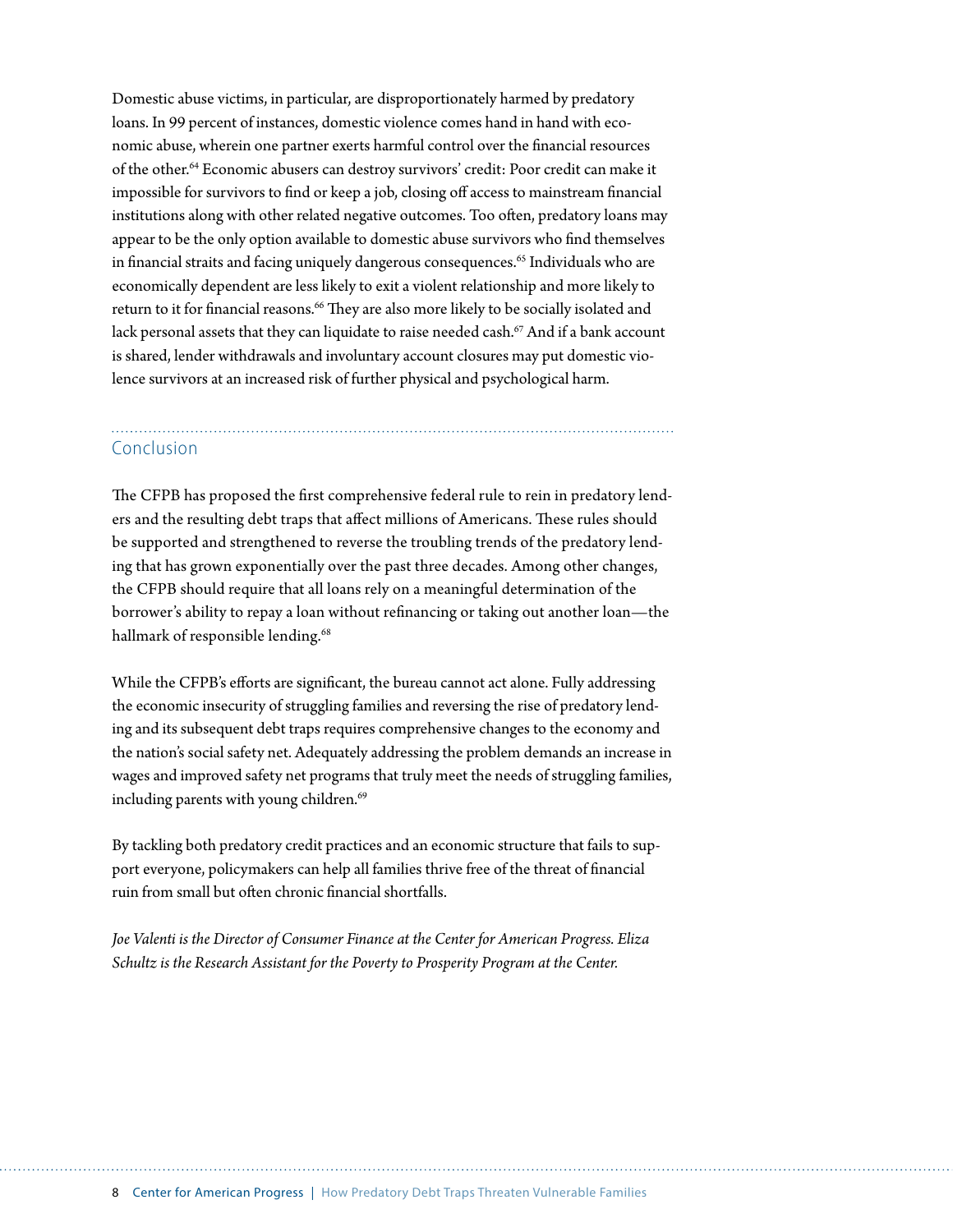Domestic abuse victims, in particular, are disproportionately harmed by predatory loans. In 99 percent of instances, domestic violence comes hand in hand with economic abuse, wherein one partner exerts harmful control over the financial resources of the other.[64] Economic abusers can destroy survivors' credit: Poor credit can make it impossible for survivors to find or keep a job, closing off access to mainstream financial institutions along with other related negative outcomes. Too often, predatory loans may appear to be the only option available to domestic abuse survivors who find themselves in financial straits and facing uniquely dangerous consequences.[65] Individuals who are economically dependent are less likely to exit a violent relationship and more likely to return to it for financial reasons.[66] They are also more likely to be socially isolated and lack personal assets that they can liquidate to raise needed cash.[67] And if a bank account is shared, lender withdrawals and involuntary account closures may put domestic violence survivors at an increased risk of further physical and psychological harm.

## Conclusion

The CFPB has proposed the first comprehensive federal rule to rein in predatory lenders and the resulting debt traps that affect millions of Americans. These rules should be supported and strengthened to reverse the troubling trends of the predatory lending that has grown exponentially over the past three decades. Among other changes, the CFPB should require that all loans rely on a meaningful determination of the borrower's ability to repay a loan without refinancing or taking out another loan—the hallmark of responsible lending.[68]

While the CFPB's efforts are significant, the bureau cannot act alone. Fully addressing the economic insecurity of struggling families and reversing the rise of predatory lending and its subsequent debt traps requires comprehensive changes to the economy and the nation's social safety net. Adequately addressing the problem demands an increase in wages and improved safety net programs that truly meet the needs of struggling families, including parents with young children.[69]

By tackling both predatory credit practices and an economic structure that fails to support everyone, policymakers can help all families thrive free of the threat of financial ruin from small but often chronic financial shortfalls.

*Joe Valenti is the Director of Consumer Finance at the Center for American Progress. Eliza Schultz is the Research Assistant for the Poverty to Prosperity Program at the Center.*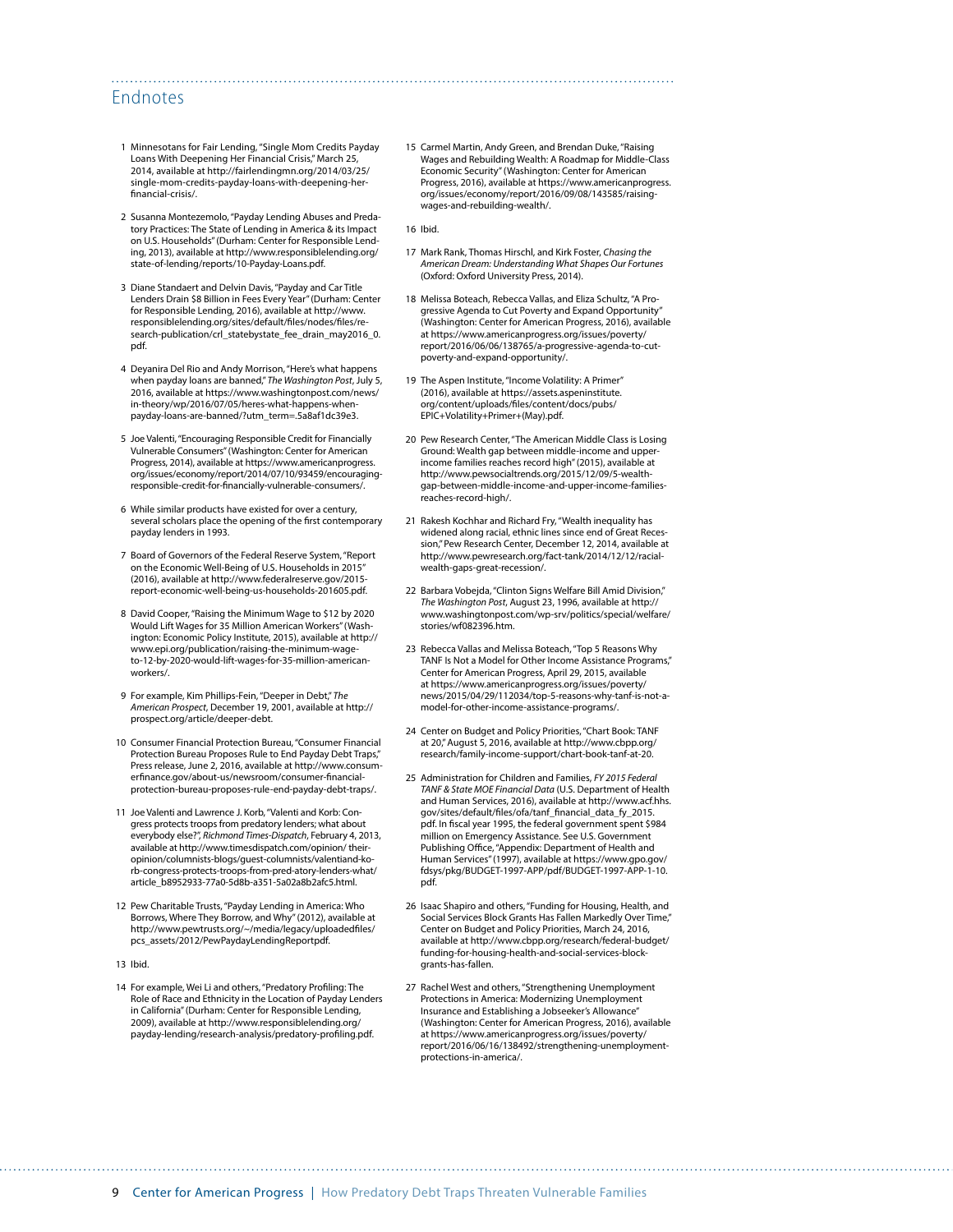## Endnotes

1 Minnesotans for Fair Lending, "Single Mom Credits Payday Loans With Deepening Her Financial Crisis," March 25, 2014, available at http://fairlendingmn.org/2014/03/25/single-mom-credits-payday-loans-with-deepening-her-financial-crisis/.

2 Susanna Montezemolo, "Payday Lending Abuses and Predatory Practices: The State of Lending in America & its Impact on U.S. Households" (Durham: Center for Responsible Lending, 2013), available at http://www.responsiblelending.org/state-of-lending/reports/10-Payday-Loans.pdf.

3 Diane Standaert and Delvin Davis, "Payday and Car Title Lenders Drain $8 Billion in Fees Every Year" (Durham: Center for Responsible Lending, 2016), available at http://www.responsiblelending.org/sites/default/files/nodes/files/research-publication/crl_statebystate_fee_drain_may2016_0.pdf.

4 Deyanira Del Rio and Andy Morrison, "Here's what happens when payday loans are banned," *The Washington Post*, July 5, 2016, available at https://www.washingtonpost.com/news/in-theory/wp/2016/07/05/heres-what-happens-when-payday-loans-are-banned/?utm_term=.5a8af1dc39e3.

5 Joe Valenti, "Encouraging Responsible Credit for Financially Vulnerable Consumers" (Washington: Center for American Progress, 2014), available at https://www.americanprogress.org/issues/economy/report/2014/07/10/93459/encouraging-responsible-credit-for-financially-vulnerable-consumers/.

6 While similar products have existed for over a century, several scholars place the opening of the first contemporary payday lenders in 1993.

7 Board of Governors of the Federal Reserve System, "Report on the Economic Well-Being of U.S. Households in 2015" (2016), available at http://www.federalreserve.gov/2015-report-economic-well-being-us-households-201605.pdf.

8 David Cooper, "Raising the Minimum Wage to $12 by 2020 Would Lift Wages for 35 Million American Workers" (Washington: Economic Policy Institute, 2015), available at http://www.epi.org/publication/raising-the-minimum-wage-to-12-by-2020-would-lift-wages-for-35-million-american-workers/.

9 For example, Kim Phillips-Fein, "Deeper in Debt," *The American Prospect*, December 19, 2001, available at http://prospect.org/article/deeper-debt.

10 Consumer Financial Protection Bureau, "Consumer Financial Protection Bureau Proposes Rule to End Payday Debt Traps," Press release, June 2, 2016, available at http://www.consumerfinance.gov/about-us/newsroom/consumer-financial-protection-bureau-proposes-rule-end-payday-debt-traps/.

11 Joe Valenti and Lawrence J. Korb, "Valenti and Korb: Congress protects troops from predatory lenders; what about everybody else?", *Richmond Times-Dispatch*, February 4, 2013, available at http://www.timesdispatch.com/opinion/ their-opinion/columnists-blogs/guest-columnists/valentiand-korb-congress-protects-troops-from-pred-atory-lenders-what/article_b8952933-77a0-5d8b-a351-5a02a8b2afc5.html.

12 Pew Charitable Trusts, "Payday Lending in America: Who Borrows, Where They Borrow, and Why" (2012), available at http://www.pewtrusts.org/~/media/legacy/uploadedfiles/pcs_assets/2012/PewPaydayLendingReportpdf.

13 Ibid.

14 For example, Wei Li and others, "Predatory Profiling: The Role of Race and Ethnicity in the Location of Payday Lenders in California" (Durham: Center for Responsible Lending, 2009), available at http://www.responsiblelending.org/payday-lending/research-analysis/predatory-profiling.pdf.

15 Carmel Martin, Andy Green, and Brendan Duke, "Raising Wages and Rebuilding Wealth: A Roadmap for Middle-Class Economic Security" (Washington: Center for American Progress, 2016), available at https://www.americanprogress.org/issues/economy/report/2016/09/08/143585/raising-wages-and-rebuilding-wealth/.

16 Ibid.

17 Mark Rank, Thomas Hirschl, and Kirk Foster, *Chasing the American Dream: Understanding What Shapes Our Fortunes* (Oxford: Oxford University Press, 2014).

18 Melissa Boteach, Rebecca Vallas, and Eliza Schultz, "A Progressive Agenda to Cut Poverty and Expand Opportunity" (Washington: Center for American Progress, 2016), available at https://www.americanprogress.org/issues/poverty/report/2016/06/06/138765/a-progressive-agenda-to-cut-poverty-and-expand-opportunity/.

19 The Aspen Institute, "Income Volatility: A Primer" (2016), available at https://assets.aspeninstitute.org/content/uploads/files/content/docs/pubs/EPIC+Volatility+Primer+(May).pdf.

20 Pew Research Center, "The American Middle Class is Losing Ground: Wealth gap between middle-income and upper-income families reaches record high" (2015), available at http://www.pewsocialtrends.org/2015/12/09/5-wealth-gap-between-middle-income-and-upper-income-families-reaches-record-high/.

21 Rakesh Kochhar and Richard Fry, "Wealth inequality has widened along racial, ethnic lines since end of Great Recession," Pew Research Center, December 12, 2014, available at http://www.pewresearch.org/fact-tank/2014/12/12/racial-wealth-gaps-great-recession/.

22 Barbara Vobejda, "Clinton Signs Welfare Bill Amid Division," *The Washington Post*, August 23, 1996, available at http://www.washingtonpost.com/wp-srv/politics/special/welfare/stories/wf082396.htm.

23 Rebecca Vallas and Melissa Boteach, "Top 5 Reasons Why TANF Is Not a Model for Other Income Assistance Programs," Center for American Progress, April 29, 2015, available at https://www.americanprogress.org/issues/poverty/news/2015/04/29/112034/top-5-reasons-why-tanf-is-not-a-model-for-other-income-assistance-programs/.

24 Center on Budget and Policy Priorities, "Chart Book: TANF at 20," August 5, 2016, available at http://www.cbpp.org/research/family-income-support/chart-book-tanf-at-20.

25 Administration for Children and Families, *FY 2015 Federal TANF & State MOE Financial Data* (U.S. Department of Health and Human Services, 2016), available at http://www.acf.hhs.gov/sites/default/files/ofa/tanf_financial_data_fy_2015.pdf. In fiscal year 1995, the federal government spent $984 million on Emergency Assistance. See U.S. Government Publishing Office, "Appendix: Department of Health and Human Services" (1997), available at https://www.gpo.gov/fdsys/pkg/BUDGET-1997-APP/pdf/BUDGET-1997-APP-1-10.pdf.

26 Isaac Shapiro and others, "Funding for Housing, Health, and Social Services Block Grants Has Fallen Markedly Over Time," Center on Budget and Policy Priorities, March 24, 2016, available at http://www.cbpp.org/research/federal-budget/funding-for-housing-health-and-social-services-block-grants-has-fallen.

27 Rachel West and others, "Strengthening Unemployment Protections in America: Modernizing Unemployment Insurance and Establishing a Jobseeker's Allowance" (Washington: Center for American Progress, 2016), available at https://www.americanprogress.org/issues/poverty/report/2016/06/16/138492/strengthening-unemployment-protections-in-america/.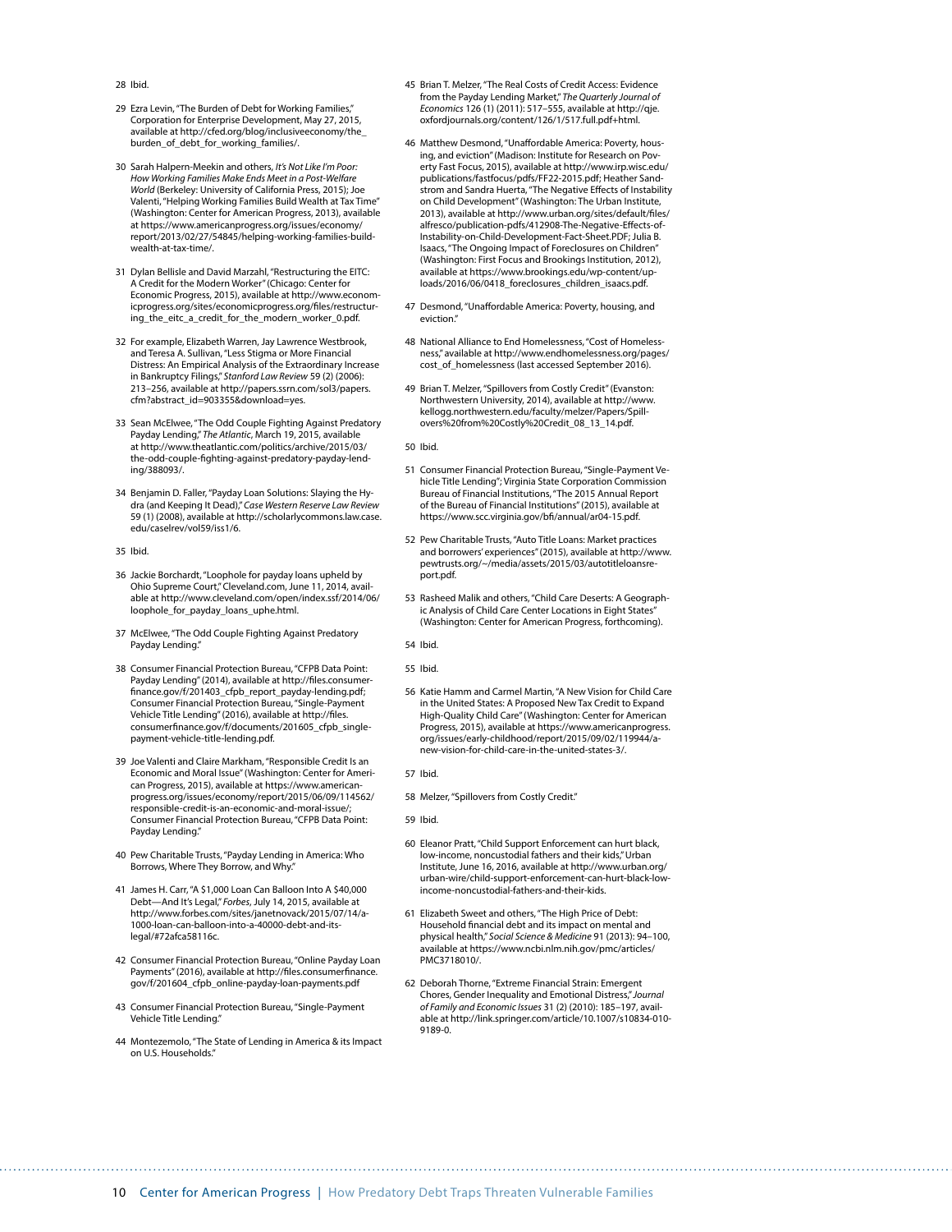28 Ibid.

29 Ezra Levin, "The Burden of Debt for Working Families," Corporation for Enterprise Development, May 27, 2015, available at http://cfed.org/blog/inclusiveeconomy/the_burden_of_debt_for_working_families/.

30 Sarah Halpern-Meekin and others, *It's Not Like I'm Poor: How Working Families Make Ends Meet in a Post-Welfare World* (Berkeley: University of California Press, 2015); Joe Valenti, "Helping Working Families Build Wealth at Tax Time" (Washington: Center for American Progress, 2013), available at https://www.americanprogress.org/issues/economy/report/2013/02/27/54845/helping-working-families-build-wealth-at-tax-time/.

31 Dylan Bellisle and David Marzahl, "Restructuring the EITC: A Credit for the Modern Worker" (Chicago: Center for Economic Progress, 2015), available at http://www.economicprogress.org/sites/economicprogress.org/files/restructuring_the_eitc_a_credit_for_the_modern_worker_0.pdf.

32 For example, Elizabeth Warren, Jay Lawrence Westbrook, and Teresa A. Sullivan, "Less Stigma or More Financial Distress: An Empirical Analysis of the Extraordinary Increase in Bankruptcy Filings," *Stanford Law Review* 59 (2) (2006): 213–256, available at http://papers.ssrn.com/sol3/papers.cfm?abstract_id=903355&download=yes.

33 Sean McElwee, "The Odd Couple Fighting Against Predatory Payday Lending," *The Atlantic*, March 19, 2015, available at http://www.theatlantic.com/politics/archive/2015/03/the-odd-couple-fighting-against-predatory-payday-lending/388093/.

34 Benjamin D. Faller, "Payday Loan Solutions: Slaying the Hydra (and Keeping It Dead)," *Case Western Reserve Law Review* 59 (1) (2008), available at http://scholarlycommons.law.case.edu/caselrev/vol59/iss1/6.

35 Ibid.

36 Jackie Borchardt, "Loophole for payday loans upheld by Ohio Supreme Court," Cleveland.com, June 11, 2014, available at http://www.cleveland.com/open/index.ssf/2014/06/loophole_for_payday_loans_uphe.html.

37 McElwee, "The Odd Couple Fighting Against Predatory Payday Lending."

38 Consumer Financial Protection Bureau, "CFPB Data Point: Payday Lending" (2014), available at http://files.consumerfinance.gov/f/201403_cfpb_report_payday-lending.pdf; Consumer Financial Protection Bureau, "Single-Payment Vehicle Title Lending" (2016), available at http://files.consumerfinance.gov/f/documents/201605_cfpb_single-payment-vehicle-title-lending.pdf.

39 Joe Valenti and Claire Markham, "Responsible Credit Is an Economic and Moral Issue" (Washington: Center for American Progress, 2015), available at https://www.americanprogress.org/issues/economy/report/2015/06/09/114562/responsible-credit-is-an-economic-and-moral-issue/; Consumer Financial Protection Bureau, "CFPB Data Point: Payday Lending."

40 Pew Charitable Trusts, "Payday Lending in America: Who Borrows, Where They Borrow, and Why."

41 James H. Carr, "A $1,000 Loan Can Balloon Into A $40,000 Debt—And It's Legal," *Forbes*, July 14, 2015, available at http://www.forbes.com/sites/janetnovack/2015/07/14/a-1000-loan-can-balloon-into-a-40000-debt-and-its-legal/#72afca58116c.

42 Consumer Financial Protection Bureau, "Online Payday Loan Payments" (2016), available at http://files.consumerfinance.gov/f/201604_cfpb_online-payday-loan-payments.pdf

43 Consumer Financial Protection Bureau, "Single-Payment Vehicle Title Lending."

44 Montezemolo, "The State of Lending in America & its Impact on U.S. Households."

45 Brian T. Melzer, "The Real Costs of Credit Access: Evidence from the Payday Lending Market," *The Quarterly Journal of Economics* 126 (1) (2011): 517–555, available at http://qje.oxfordjournals.org/content/126/1/517.full.pdf+html.

46 Matthew Desmond, "Unaffordable America: Poverty, housing, and eviction" (Madison: Institute for Research on Poverty Fast Focus, 2015), available at http://www.irp.wisc.edu/publications/fastfocus/pdfs/FF22-2015.pdf; Heather Sandstrom and Sandra Huerta, "The Negative Effects of Instability on Child Development" (Washington: The Urban Institute, 2013), available at http://www.urban.org/sites/default/files/alfresco/publication-pdfs/412908-The-Negative-Effects-of-Instability-on-Child-Development-Fact-Sheet.PDF; Julia B. Isaacs, "The Ongoing Impact of Foreclosures on Children" (Washington: First Focus and Brookings Institution, 2012), available at https://www.brookings.edu/wp-content/uploads/2016/06/0418_foreclosures_children_isaacs.pdf.

47 Desmond, "Unaffordable America: Poverty, housing, and eviction."

48 National Alliance to End Homelessness, "Cost of Homelessness," available at http://www.endhomelessness.org/pages/cost_of_homelessness (last accessed September 2016).

49 Brian T. Melzer, "Spillovers from Costly Credit" (Evanston: Northwestern University, 2014), available at http://www.kellogg.northwestern.edu/faculty/melzer/Papers/Spillovers%20from%20Costly%20Credit_08_13_14.pdf.

50 Ibid.

51 Consumer Financial Protection Bureau, "Single-Payment Vehicle Title Lending"; Virginia State Corporation Commission Bureau of Financial Institutions, "The 2015 Annual Report of the Bureau of Financial Institutions" (2015), available at https://www.scc.virginia.gov/bfi/annual/ar04-15.pdf.

52 Pew Charitable Trusts, "Auto Title Loans: Market practices and borrowers' experiences" (2015), available at http://www.pewtrusts.org/~/media/assets/2015/03/autotitleloansreport.pdf.

53 Rasheed Malik and others, "Child Care Deserts: A Geographic Analysis of Child Care Center Locations in Eight States" (Washington: Center for American Progress, forthcoming).

54 Ibid.

55 Ibid.

56 Katie Hamm and Carmel Martin, "A New Vision for Child Care in the United States: A Proposed New Tax Credit to Expand High-Quality Child Care" (Washington: Center for American Progress, 2015), available at https://www.americanprogress.org/issues/early-childhood/report/2015/09/02/119944/a-new-vision-for-child-care-in-the-united-states-3/.

57 Ibid.

58 Melzer, "Spillovers from Costly Credit."

59 Ibid.

60 Eleanor Pratt, "Child Support Enforcement can hurt black, low-income, noncustodial fathers and their kids," Urban Institute, June 16, 2016, available at http://www.urban.org/urban-wire/child-support-enforcement-can-hurt-black-low-income-noncustodial-fathers-and-their-kids.

61 Elizabeth Sweet and others, "The High Price of Debt: Household financial debt and its impact on mental and physical health," *Social Science & Medicine* 91 (2013): 94–100, available at https://www.ncbi.nlm.nih.gov/pmc/articles/PMC3718010/.

62 Deborah Thorne, "Extreme Financial Strain: Emergent Chores, Gender Inequality and Emotional Distress," *Journal of Family and Economic Issues* 31 (2) (2010): 185–197, available at http://link.springer.com/article/10.1007/s10834-010-9189-0.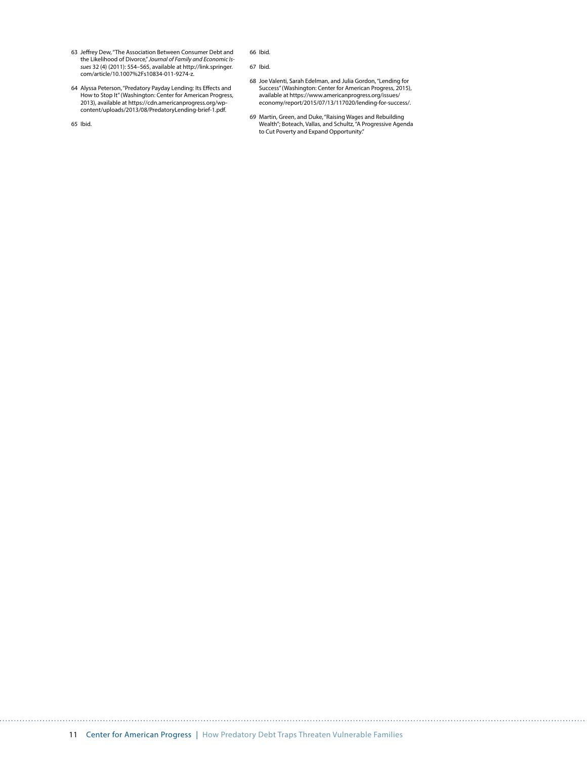63 Jeffrey Dew, "The Association Between Consumer Debt and the Likelihood of Divorce," *Journal of Family and Economic Issues* 32 (4) (2011): 554–565, available at http://link.springer.com/article/10.1007%2Fs10834-011-9274-z.

64 Alyssa Peterson, "Predatory Payday Lending: Its Effects and How to Stop It" (Washington: Center for American Progress, 2013), available at https://cdn.americanprogress.org/wp-content/uploads/2013/08/PredatoryLending-brief-1.pdf.

65 Ibid.

66 Ibid.

67 Ibid.

68 Joe Valenti, Sarah Edelman, and Julia Gordon, "Lending for Success" (Washington: Center for American Progress, 2015), available at https://www.americanprogress.org/issues/economy/report/2015/07/13/117020/lending-for-success/.

69 Martin, Green, and Duke, "Raising Wages and Rebuilding Wealth"; Boteach, Vallas, and Schultz, "A Progressive Agenda to Cut Poverty and Expand Opportunity."